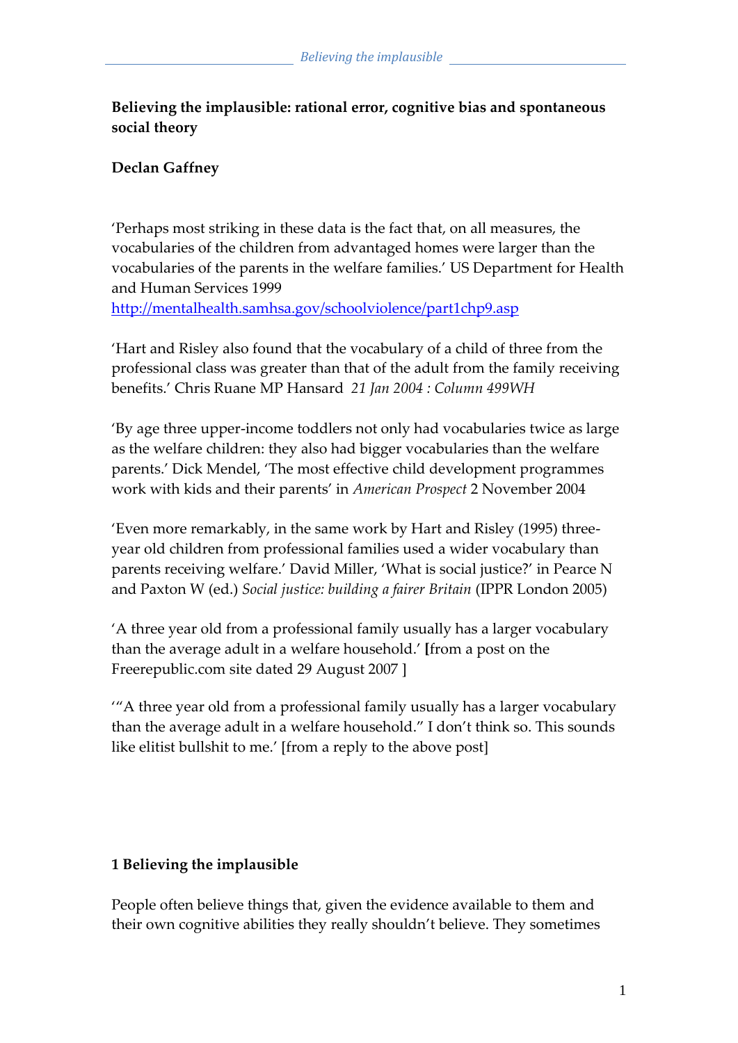**Believing the implausible: rational error, cognitive bias and spontaneous social theory**

**Declan Gaffney**

'Perhaps most striking in these data is the fact that, on all measures, the vocabularies of the children from advantaged homes were larger than the vocabularies of the parents in the welfare families.' US Department for Health and Human Services 1999
http://mentalhealth.samhsa.gov/schoolviolence/part1chp9.asp

'Hart and Risley also found that the vocabulary of a child of three from the professional class was greater than that of the adult from the family receiving benefits.' Chris Ruane MP Hansard *21 Jan 2004 : Column 499WH*

'By age three upper-income toddlers not only had vocabularies twice as large as the welfare children: they also had bigger vocabularies than the welfare parents.' Dick Mendel, 'The most effective child development programmes work with kids and their parents' in *American Prospect* 2 November 2004

'Even more remarkably, in the same work by Hart and Risley (1995) three-year old children from professional families used a wider vocabulary than parents receiving welfare.' David Miller, 'What is social justice?' in Pearce N and Paxton W (ed.) *Social justice: building a fairer Britain* (IPPR London 2005)

'A three year old from a professional family usually has a larger vocabulary than the average adult in a welfare household.' [from a post on the Freerepublic.com site dated 29 August 2007 ]

'"A three year old from a professional family usually has a larger vocabulary than the average adult in a welfare household." I don't think so. This sounds like elitist bullshit to me.' [from a reply to the above post]

## 1 Believing the implausible

People often believe things that, given the evidence available to them and their own cognitive abilities they really shouldn't believe. They sometimes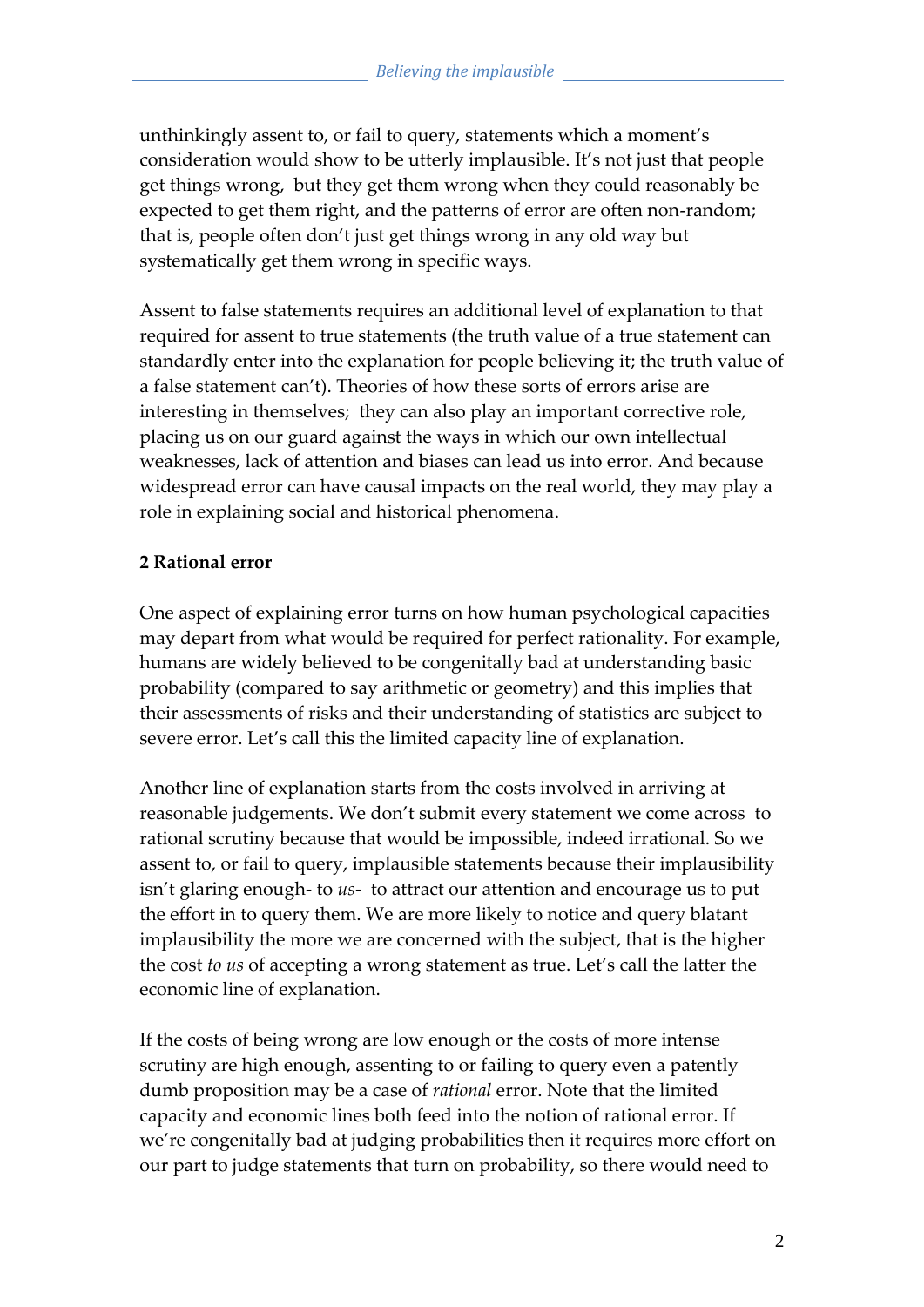unthinkingly assent to, or fail to query, statements which a moment's consideration would show to be utterly implausible. It's not just that people get things wrong, but they get them wrong when they could reasonably be expected to get them right, and the patterns of error are often non-random; that is, people often don't just get things wrong in any old way but systematically get them wrong in specific ways.

Assent to false statements requires an additional level of explanation to that required for assent to true statements (the truth value of a true statement can standardly enter into the explanation for people believing it; the truth value of a false statement can't). Theories of how these sorts of errors arise are interesting in themselves; they can also play an important corrective role, placing us on our guard against the ways in which our own intellectual weaknesses, lack of attention and biases can lead us into error. And because widespread error can have causal impacts on the real world, they may play a role in explaining social and historical phenomena.

## 2 Rational error

One aspect of explaining error turns on how human psychological capacities may depart from what would be required for perfect rationality. For example, humans are widely believed to be congenitally bad at understanding basic probability (compared to say arithmetic or geometry) and this implies that their assessments of risks and their understanding of statistics are subject to severe error. Let's call this the limited capacity line of explanation.

Another line of explanation starts from the costs involved in arriving at reasonable judgements. We don't submit every statement we come across to rational scrutiny because that would be impossible, indeed irrational. So we assent to, or fail to query, implausible statements because their implausibility isn't glaring enough- to *us*- to attract our attention and encourage us to put the effort in to query them. We are more likely to notice and query blatant implausibility the more we are concerned with the subject, that is the higher the cost *to us* of accepting a wrong statement as true. Let's call the latter the economic line of explanation.

If the costs of being wrong are low enough or the costs of more intense scrutiny are high enough, assenting to or failing to query even a patently dumb proposition may be a case of *rational* error. Note that the limited capacity and economic lines both feed into the notion of rational error. If we're congenitally bad at judging probabilities then it requires more effort on our part to judge statements that turn on probability, so there would need to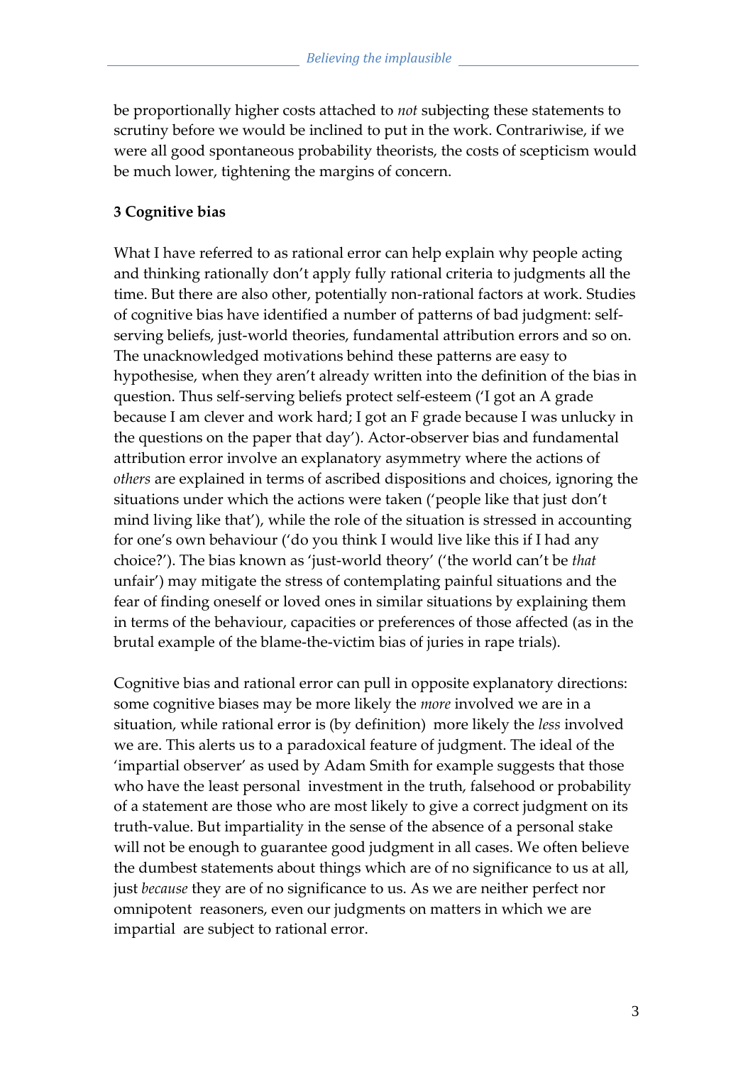be proportionally higher costs attached to *not* subjecting these statements to scrutiny before we would be inclined to put in the work. Contrariwise, if we were all good spontaneous probability theorists, the costs of scepticism would be much lower, tightening the margins of concern.

## 3 Cognitive bias

What I have referred to as rational error can help explain why people acting and thinking rationally don't apply fully rational criteria to judgments all the time. But there are also other, potentially non-rational factors at work. Studies of cognitive bias have identified a number of patterns of bad judgment: self-serving beliefs, just-world theories, fundamental attribution errors and so on. The unacknowledged motivations behind these patterns are easy to hypothesise, when they aren't already written into the definition of the bias in question. Thus self-serving beliefs protect self-esteem ('I got an A grade because I am clever and work hard; I got an F grade because I was unlucky in the questions on the paper that day'). Actor-observer bias and fundamental attribution error involve an explanatory asymmetry where the actions of *others* are explained in terms of ascribed dispositions and choices, ignoring the situations under which the actions were taken ('people like that just don't mind living like that'), while the role of the situation is stressed in accounting for one's own behaviour ('do you think I would live like this if I had any choice?'). The bias known as 'just-world theory' ('the world can't be *that* unfair') may mitigate the stress of contemplating painful situations and the fear of finding oneself or loved ones in similar situations by explaining them in terms of the behaviour, capacities or preferences of those affected (as in the brutal example of the blame-the-victim bias of juries in rape trials).

Cognitive bias and rational error can pull in opposite explanatory directions: some cognitive biases may be more likely the *more* involved we are in a situation, while rational error is (by definition) more likely the *less* involved we are. This alerts us to a paradoxical feature of judgment. The ideal of the 'impartial observer' as used by Adam Smith for example suggests that those who have the least personal investment in the truth, falsehood or probability of a statement are those who are most likely to give a correct judgment on its truth-value. But impartiality in the sense of the absence of a personal stake will not be enough to guarantee good judgment in all cases. We often believe the dumbest statements about things which are of no significance to us at all, just *because* they are of no significance to us. As we are neither perfect nor omnipotent reasoners, even our judgments on matters in which we are impartial are subject to rational error.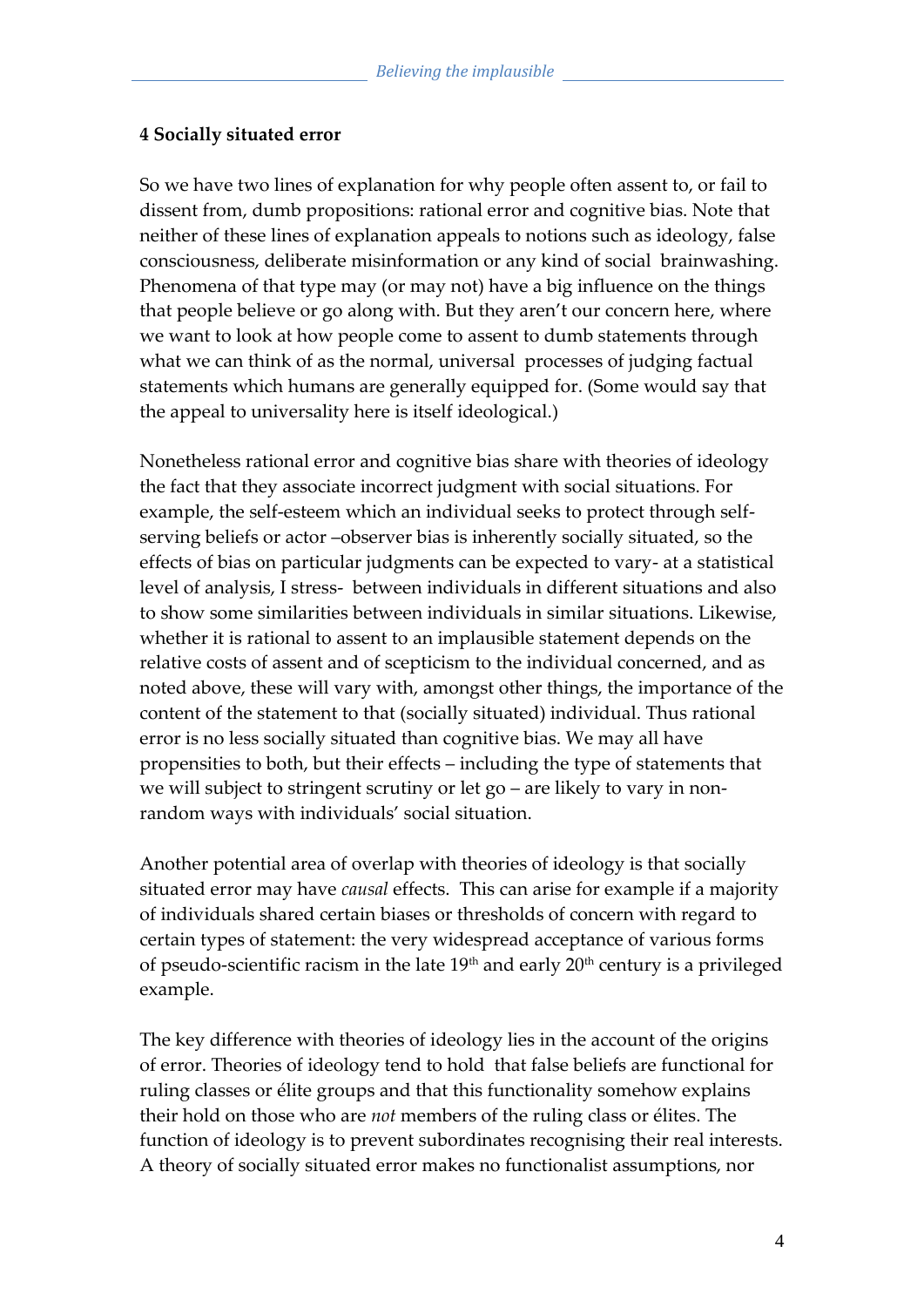## 4 Socially situated error

So we have two lines of explanation for why people often assent to, or fail to dissent from, dumb propositions: rational error and cognitive bias. Note that neither of these lines of explanation appeals to notions such as ideology, false consciousness, deliberate misinformation or any kind of social brainwashing. Phenomena of that type may (or may not) have a big influence on the things that people believe or go along with. But they aren't our concern here, where we want to look at how people come to assent to dumb statements through what we can think of as the normal, universal processes of judging factual statements which humans are generally equipped for. (Some would say that the appeal to universality here is itself ideological.)

Nonetheless rational error and cognitive bias share with theories of ideology the fact that they associate incorrect judgment with social situations. For example, the self-esteem which an individual seeks to protect through self-serving beliefs or actor –observer bias is inherently socially situated, so the effects of bias on particular judgments can be expected to vary- at a statistical level of analysis, I stress- between individuals in different situations and also to show some similarities between individuals in similar situations. Likewise, whether it is rational to assent to an implausible statement depends on the relative costs of assent and of scepticism to the individual concerned, and as noted above, these will vary with, amongst other things, the importance of the content of the statement to that (socially situated) individual. Thus rational error is no less socially situated than cognitive bias. We may all have propensities to both, but their effects – including the type of statements that we will subject to stringent scrutiny or let go – are likely to vary in non-random ways with individuals' social situation.

Another potential area of overlap with theories of ideology is that socially situated error may have *causal* effects. This can arise for example if a majority of individuals shared certain biases or thresholds of concern with regard to certain types of statement: the very widespread acceptance of various forms of pseudo-scientific racism in the late 19th and early 20th century is a privileged example.

The key difference with theories of ideology lies in the account of the origins of error. Theories of ideology tend to hold that false beliefs are functional for ruling classes or élite groups and that this functionality somehow explains their hold on those who are *not* members of the ruling class or élites. The function of ideology is to prevent subordinates recognising their real interests. A theory of socially situated error makes no functionalist assumptions, nor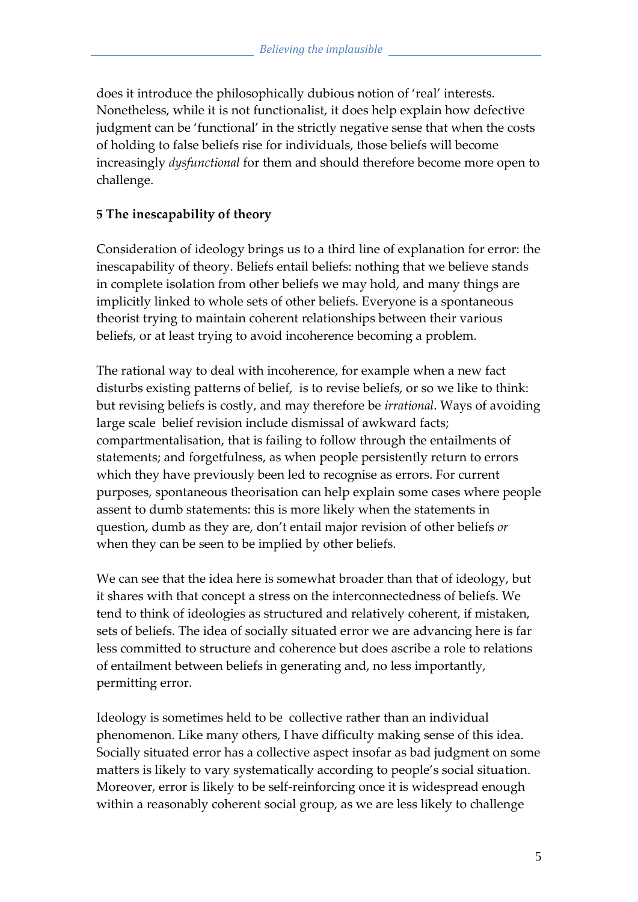does it introduce the philosophically dubious notion of 'real' interests. Nonetheless, while it is not functionalist, it does help explain how defective judgment can be 'functional' in the strictly negative sense that when the costs of holding to false beliefs rise for individuals, those beliefs will become increasingly *dysfunctional* for them and should therefore become more open to challenge.

## 5 The inescapability of theory

Consideration of ideology brings us to a third line of explanation for error: the inescapability of theory. Beliefs entail beliefs: nothing that we believe stands in complete isolation from other beliefs we may hold, and many things are implicitly linked to whole sets of other beliefs. Everyone is a spontaneous theorist trying to maintain coherent relationships between their various beliefs, or at least trying to avoid incoherence becoming a problem.

The rational way to deal with incoherence, for example when a new fact disturbs existing patterns of belief, is to revise beliefs, or so we like to think: but revising beliefs is costly, and may therefore be *irrational*. Ways of avoiding large scale belief revision include dismissal of awkward facts; compartmentalisation, that is failing to follow through the entailments of statements; and forgetfulness, as when people persistently return to errors which they have previously been led to recognise as errors. For current purposes, spontaneous theorisation can help explain some cases where people assent to dumb statements: this is more likely when the statements in question, dumb as they are, don't entail major revision of other beliefs *or* when they can be seen to be implied by other beliefs.

We can see that the idea here is somewhat broader than that of ideology, but it shares with that concept a stress on the interconnectedness of beliefs. We tend to think of ideologies as structured and relatively coherent, if mistaken, sets of beliefs. The idea of socially situated error we are advancing here is far less committed to structure and coherence but does ascribe a role to relations of entailment between beliefs in generating and, no less importantly, permitting error.

Ideology is sometimes held to be collective rather than an individual phenomenon. Like many others, I have difficulty making sense of this idea. Socially situated error has a collective aspect insofar as bad judgment on some matters is likely to vary systematically according to people's social situation. Moreover, error is likely to be self-reinforcing once it is widespread enough within a reasonably coherent social group, as we are less likely to challenge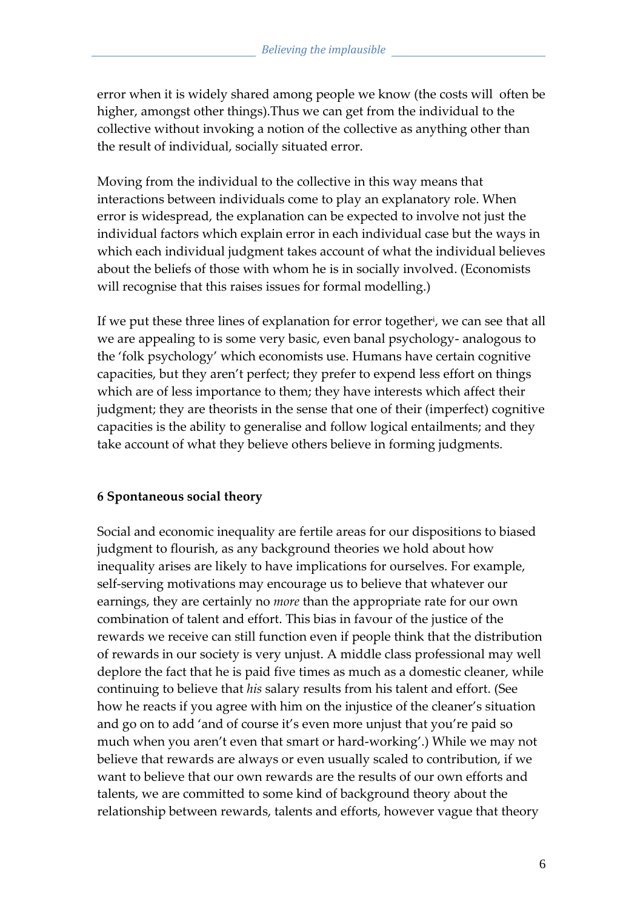error when it is widely shared among people we know (the costs will often be higher, amongst other things).Thus we can get from the individual to the collective without invoking a notion of the collective as anything other than the result of individual, socially situated error.

Moving from the individual to the collective in this way means that interactions between individuals come to play an explanatory role. When error is widespread, the explanation can be expected to involve not just the individual factors which explain error in each individual case but the ways in which each individual judgment takes account of what the individual believes about the beliefs of those with whom he is in socially involved. (Economists will recognise that this raises issues for formal modelling.)

If we put these three lines of explanation for error together[i], we can see that all we are appealing to is some very basic, even banal psychology- analogous to the 'folk psychology' which economists use. Humans have certain cognitive capacities, but they aren't perfect; they prefer to expend less effort on things which are of less importance to them; they have interests which affect their judgment; they are theorists in the sense that one of their (imperfect) cognitive capacities is the ability to generalise and follow logical entailments; and they take account of what they believe others believe in forming judgments.

## 6 Spontaneous social theory

Social and economic inequality are fertile areas for our dispositions to biased judgment to flourish, as any background theories we hold about how inequality arises are likely to have implications for ourselves. For example, self-serving motivations may encourage us to believe that whatever our earnings, they are certainly no *more* than the appropriate rate for our own combination of talent and effort. This bias in favour of the justice of the rewards we receive can still function even if people think that the distribution of rewards in our society is very unjust. A middle class professional may well deplore the fact that he is paid five times as much as a domestic cleaner, while continuing to believe that *his* salary results from his talent and effort. (See how he reacts if you agree with him on the injustice of the cleaner's situation and go on to add 'and of course it's even more unjust that you're paid so much when you aren't even that smart or hard-working'.) While we may not believe that rewards are always or even usually scaled to contribution, if we want to believe that our own rewards are the results of our own efforts and talents, we are committed to some kind of background theory about the relationship between rewards, talents and efforts, however vague that theory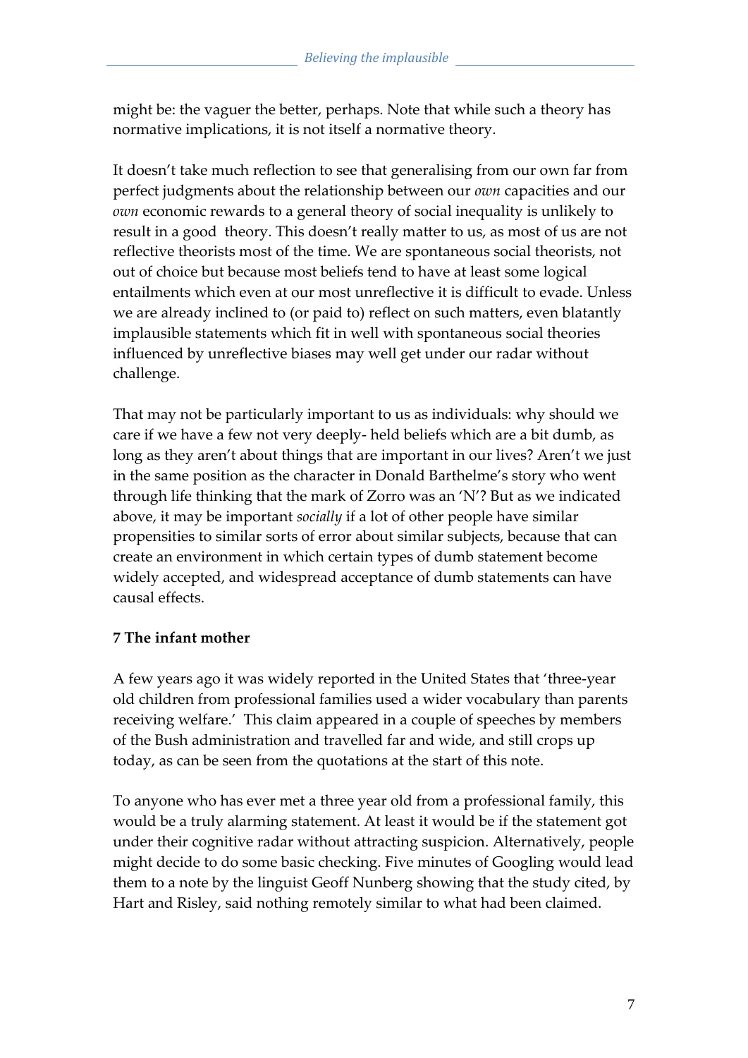might be: the vaguer the better, perhaps. Note that while such a theory has normative implications, it is not itself a normative theory.

It doesn't take much reflection to see that generalising from our own far from perfect judgments about the relationship between our *own* capacities and our *own* economic rewards to a general theory of social inequality is unlikely to result in a good theory. This doesn't really matter to us, as most of us are not reflective theorists most of the time. We are spontaneous social theorists, not out of choice but because most beliefs tend to have at least some logical entailments which even at our most unreflective it is difficult to evade. Unless we are already inclined to (or paid to) reflect on such matters, even blatantly implausible statements which fit in well with spontaneous social theories influenced by unreflective biases may well get under our radar without challenge.

That may not be particularly important to us as individuals: why should we care if we have a few not very deeply- held beliefs which are a bit dumb, as long as they aren't about things that are important in our lives? Aren't we just in the same position as the character in Donald Barthelme's story who went through life thinking that the mark of Zorro was an 'N'? But as we indicated above, it may be important *socially* if a lot of other people have similar propensities to similar sorts of error about similar subjects, because that can create an environment in which certain types of dumb statement become widely accepted, and widespread acceptance of dumb statements can have causal effects.

## 7 The infant mother

A few years ago it was widely reported in the United States that 'three-year old children from professional families used a wider vocabulary than parents receiving welfare.' This claim appeared in a couple of speeches by members of the Bush administration and travelled far and wide, and still crops up today, as can be seen from the quotations at the start of this note.

To anyone who has ever met a three year old from a professional family, this would be a truly alarming statement. At least it would be if the statement got under their cognitive radar without attracting suspicion. Alternatively, people might decide to do some basic checking. Five minutes of Googling would lead them to a note by the linguist Geoff Nunberg showing that the study cited, by Hart and Risley, said nothing remotely similar to what had been claimed.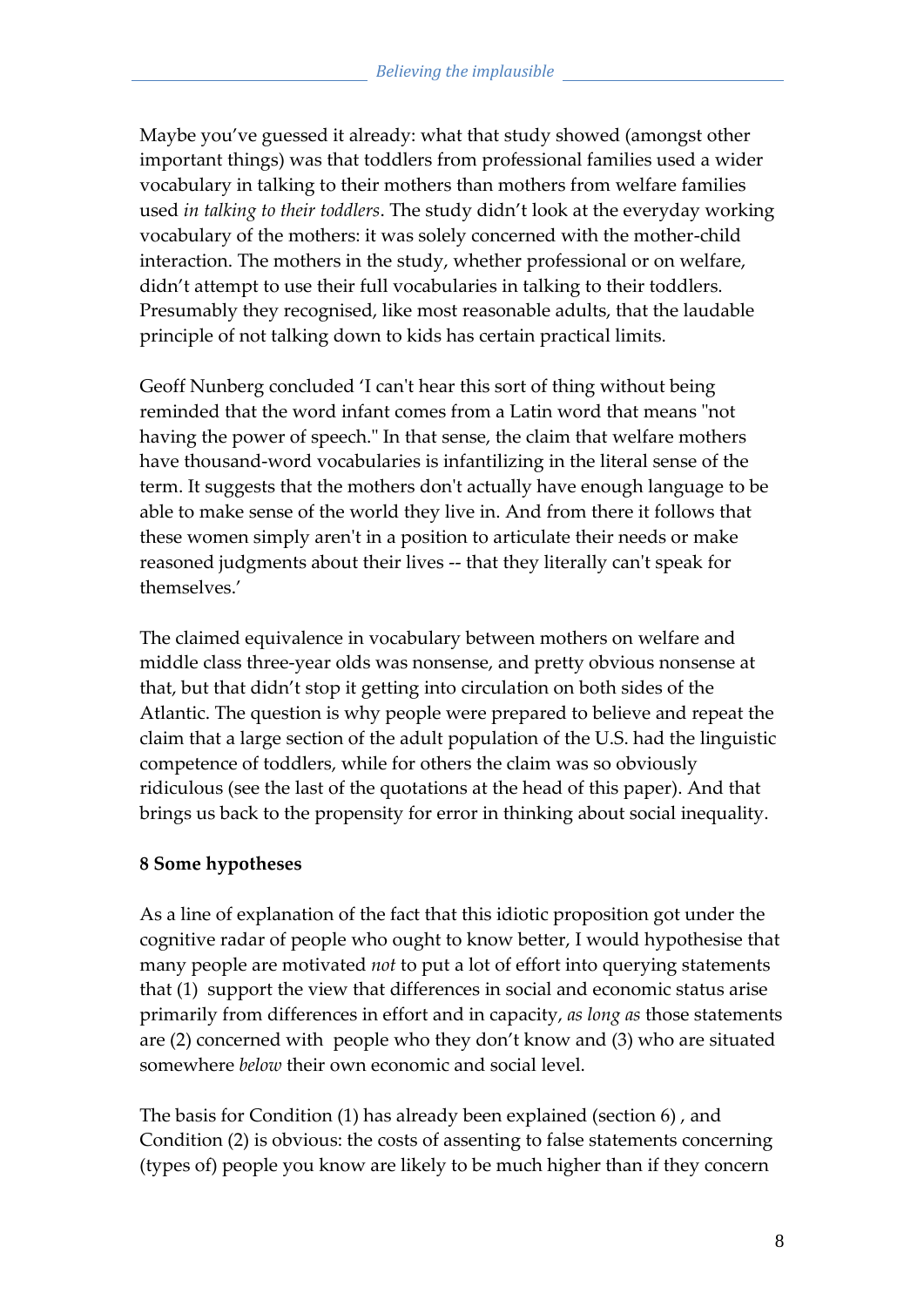Maybe you've guessed it already: what that study showed (amongst other important things) was that toddlers from professional families used a wider vocabulary in talking to their mothers than mothers from welfare families used *in talking to their toddlers*. The study didn't look at the everyday working vocabulary of the mothers: it was solely concerned with the mother-child interaction. The mothers in the study, whether professional or on welfare, didn't attempt to use their full vocabularies in talking to their toddlers. Presumably they recognised, like most reasonable adults, that the laudable principle of not talking down to kids has certain practical limits.

Geoff Nunberg concluded 'I can't hear this sort of thing without being reminded that the word infant comes from a Latin word that means "not having the power of speech." In that sense, the claim that welfare mothers have thousand-word vocabularies is infantilizing in the literal sense of the term. It suggests that the mothers don't actually have enough language to be able to make sense of the world they live in. And from there it follows that these women simply aren't in a position to articulate their needs or make reasoned judgments about their lives -- that they literally can't speak for themselves.'

The claimed equivalence in vocabulary between mothers on welfare and middle class three-year olds was nonsense, and pretty obvious nonsense at that, but that didn't stop it getting into circulation on both sides of the Atlantic. The question is why people were prepared to believe and repeat the claim that a large section of the adult population of the U.S. had the linguistic competence of toddlers, while for others the claim was so obviously ridiculous (see the last of the quotations at the head of this paper). And that brings us back to the propensity for error in thinking about social inequality.

## 8 Some hypotheses

As a line of explanation of the fact that this idiotic proposition got under the cognitive radar of people who ought to know better, I would hypothesise that many people are motivated *not* to put a lot of effort into querying statements that (1) support the view that differences in social and economic status arise primarily from differences in effort and in capacity, *as long as* those statements are (2) concerned with people who they don't know and (3) who are situated somewhere *below* their own economic and social level.

The basis for Condition (1) has already been explained (section 6) , and Condition (2) is obvious: the costs of assenting to false statements concerning (types of) people you know are likely to be much higher than if they concern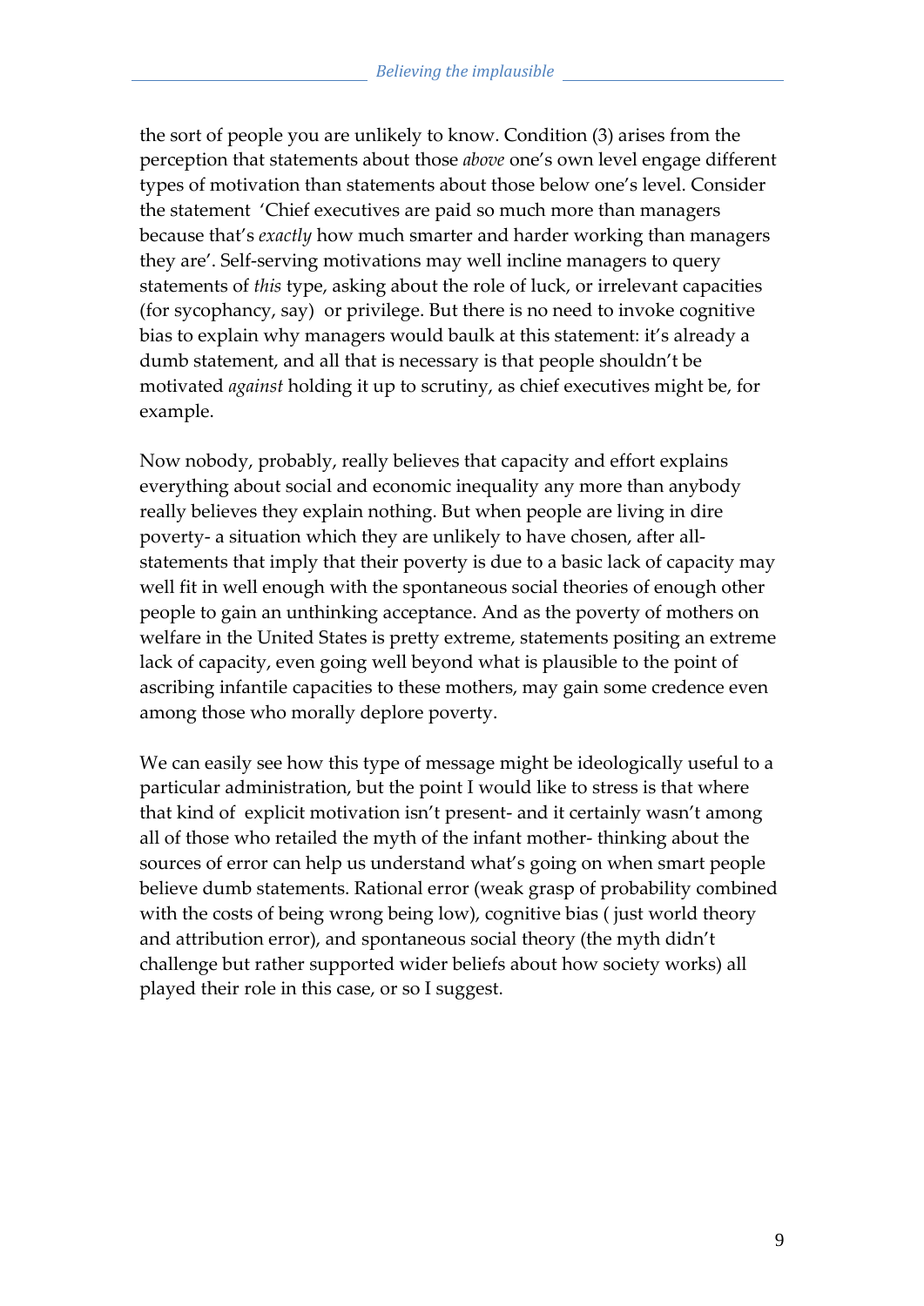the sort of people you are unlikely to know. Condition (3) arises from the perception that statements about those *above* one's own level engage different types of motivation than statements about those below one's level. Consider the statement 'Chief executives are paid so much more than managers because that's *exactly* how much smarter and harder working than managers they are'. Self-serving motivations may well incline managers to query statements of *this* type, asking about the role of luck, or irrelevant capacities (for sycophancy, say) or privilege. But there is no need to invoke cognitive bias to explain why managers would baulk at this statement: it's already a dumb statement, and all that is necessary is that people shouldn't be motivated *against* holding it up to scrutiny, as chief executives might be, for example.

Now nobody, probably, really believes that capacity and effort explains everything about social and economic inequality any more than anybody really believes they explain nothing. But when people are living in dire poverty- a situation which they are unlikely to have chosen, after all- statements that imply that their poverty is due to a basic lack of capacity may well fit in well enough with the spontaneous social theories of enough other people to gain an unthinking acceptance. And as the poverty of mothers on welfare in the United States is pretty extreme, statements positing an extreme lack of capacity, even going well beyond what is plausible to the point of ascribing infantile capacities to these mothers, may gain some credence even among those who morally deplore poverty.

We can easily see how this type of message might be ideologically useful to a particular administration, but the point I would like to stress is that where that kind of explicit motivation isn't present- and it certainly wasn't among all of those who retailed the myth of the infant mother- thinking about the sources of error can help us understand what's going on when smart people believe dumb statements. Rational error (weak grasp of probability combined with the costs of being wrong being low), cognitive bias ( just world theory and attribution error), and spontaneous social theory (the myth didn't challenge but rather supported wider beliefs about how society works) all played their role in this case, or so I suggest.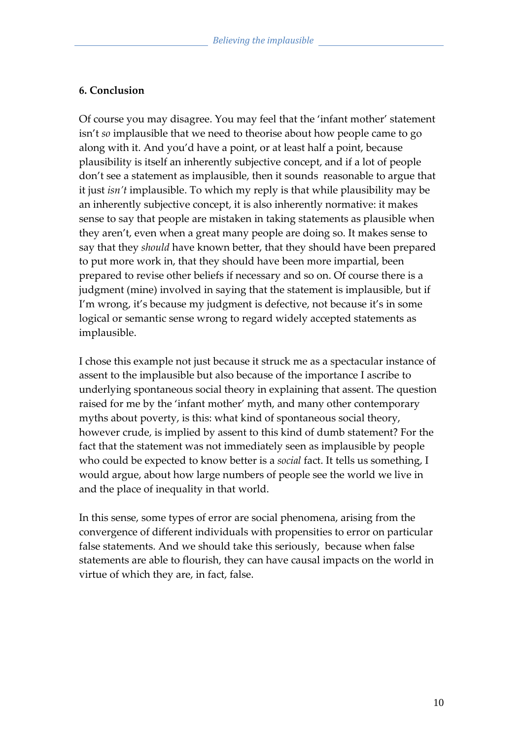## 6. Conclusion

Of course you may disagree. You may feel that the 'infant mother' statement isn't *so* implausible that we need to theorise about how people came to go along with it. And you'd have a point, or at least half a point, because plausibility is itself an inherently subjective concept, and if a lot of people don't see a statement as implausible, then it sounds reasonable to argue that it just *isn't* implausible. To which my reply is that while plausibility may be an inherently subjective concept, it is also inherently normative: it makes sense to say that people are mistaken in taking statements as plausible when they aren't, even when a great many people are doing so. It makes sense to say that they *should* have known better, that they should have been prepared to put more work in, that they should have been more impartial, been prepared to revise other beliefs if necessary and so on. Of course there is a judgment (mine) involved in saying that the statement is implausible, but if I'm wrong, it's because my judgment is defective, not because it's in some logical or semantic sense wrong to regard widely accepted statements as implausible.

I chose this example not just because it struck me as a spectacular instance of assent to the implausible but also because of the importance I ascribe to underlying spontaneous social theory in explaining that assent. The question raised for me by the 'infant mother' myth, and many other contemporary myths about poverty, is this: what kind of spontaneous social theory, however crude, is implied by assent to this kind of dumb statement? For the fact that the statement was not immediately seen as implausible by people who could be expected to know better is a *social* fact. It tells us something, I would argue, about how large numbers of people see the world we live in and the place of inequality in that world.

In this sense, some types of error are social phenomena, arising from the convergence of different individuals with propensities to error on particular false statements. And we should take this seriously, because when false statements are able to flourish, they can have causal impacts on the world in virtue of which they are, in fact, false.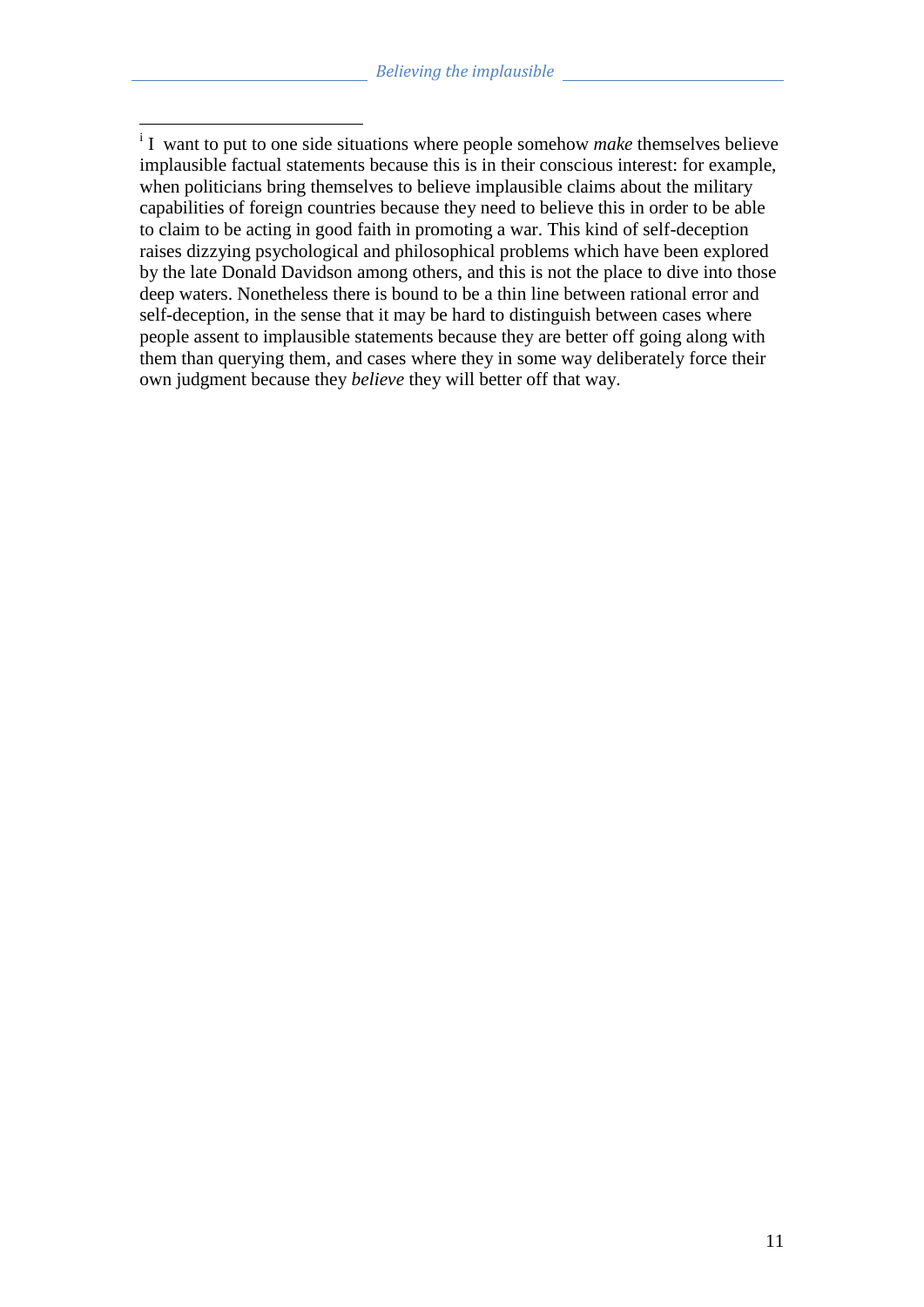[i] I want to put to one side situations where people somehow *make* themselves believe implausible factual statements because this is in their conscious interest: for example, when politicians bring themselves to believe implausible claims about the military capabilities of foreign countries because they need to believe this in order to be able to claim to be acting in good faith in promoting a war. This kind of self-deception raises dizzying psychological and philosophical problems which have been explored by the late Donald Davidson among others, and this is not the place to dive into those deep waters. Nonetheless there is bound to be a thin line between rational error and self-deception, in the sense that it may be hard to distinguish between cases where people assent to implausible statements because they are better off going along with them than querying them, and cases where they in some way deliberately force their own judgment because they *believe* they will better off that way.